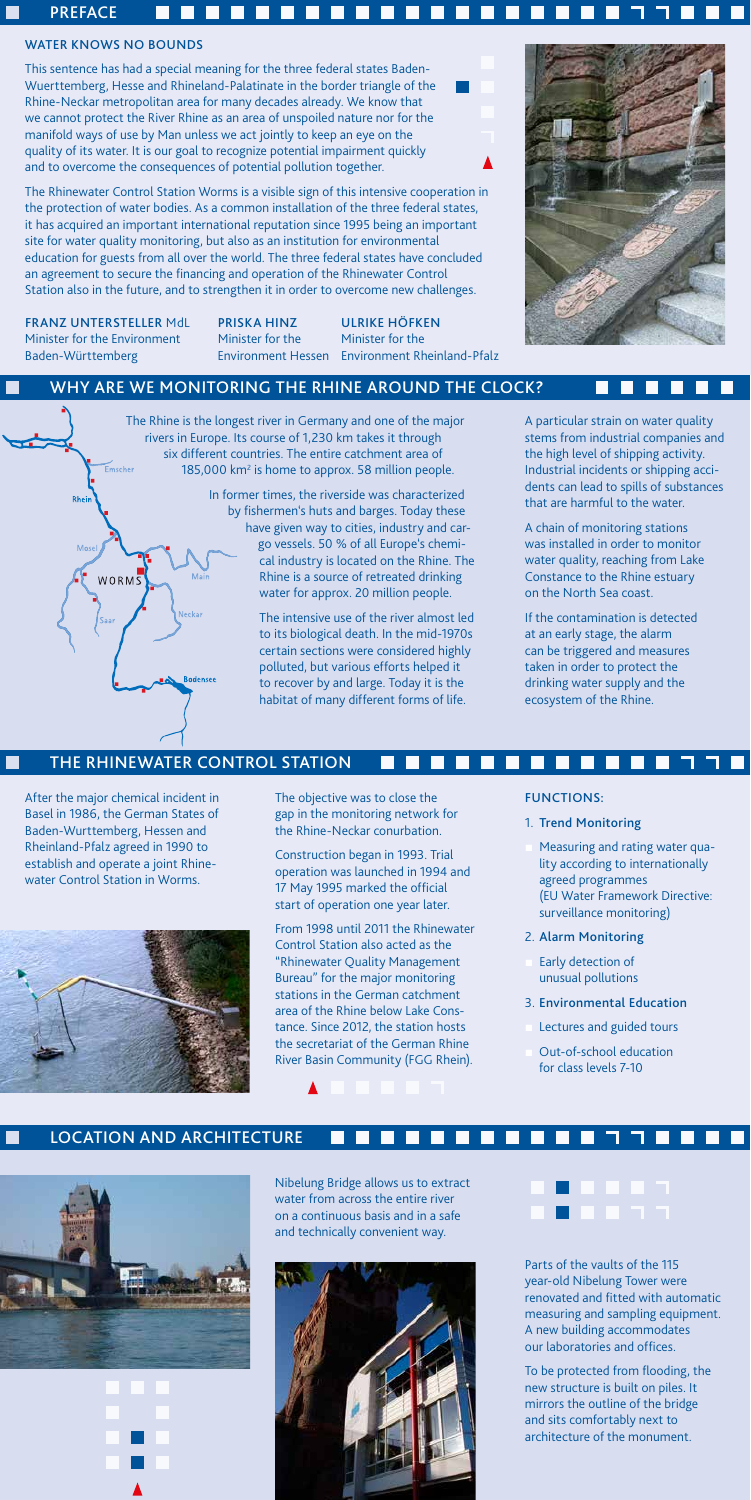## PREFACE

### WATER KNOWS NO BOUNDS

This sentence has had a special meaning for the three federal states Baden-Wuerttemberg, Hesse and Rhineland-Palatinate in the border triangle of the Rhine-Neckar metropolitan area for many decades already. We know that we cannot protect the River Rhine as an area of unspoiled nature nor for the manifold ways of use by Man unless we act jointly to keep an eye on the quality of its water. It is our goal to recognize potential impairment quickly and to overcome the consequences of potential pollution together.

The Rhinewater Control Station Worms is a visible sign of this intensive cooperation in the protection of water bodies. As a common installation of the three federal states, it has acquired an important international reputation since 1995 being an important site for water quality monitoring, but also as an institution for environmental education for guests from all over the world. The three federal states have concluded an agreement to secure the financing and operation of the Rhinewater Control Station also in the future, and to strengthen it in order to overcome new challenges.

**FRANZ UNTERSTELLER** MdL
Minister for the Environment Baden-Württemberg

**PRISKA HINZ**
Minister for the Environment Hessen

**ULRIKE HÖFKEN**
Minister for the Environment Rheinland-Pfalz

## WHY ARE WE MONITORING THE RHINE AROUND THE CLOCK?

The Rhine is the longest river in Germany and one of the major rivers in Europe. Its course of 1,230 km takes it through six different countries. The entire catchment area of 185,000 km² is home to approx. 58 million people.

In former times, the riverside was characterized by fishermen's huts and barges. Today these have given way to cities, industry and cargo vessels. 50 % of all Europe's chemical industry is located on the Rhine. The Rhine is a source of retreated drinking water for approx. 20 million people.

The intensive use of the river almost led to its biological death. In the mid-1970s certain sections were considered highly polluted, but various efforts helped it to recover by and large. Today it is the habitat of many different forms of life.

A particular strain on water quality stems from industrial companies and the high level of shipping activity. Industrial incidents or shipping accidents can lead to spills of substances that are harmful to the water.

A chain of monitoring stations was installed in order to monitor water quality, reaching from Lake Constance to the Rhine estuary on the North Sea coast.

If the contamination is detected at an early stage, the alarm can be triggered and measures taken in order to protect the drinking water supply and the ecosystem of the Rhine.

## THE RHINEWATER CONTROL STATION

After the major chemical incident in Basel in 1986, the German States of Baden-Wurttemberg, Hessen and Rheinland-Pfalz agreed in 1990 to establish and operate a joint Rhinewater Control Station in Worms.

The objective was to close the gap in the monitoring network for the Rhine-Neckar conurbation.

Construction began in 1993. Trial operation was launched in 1994 and 17 May 1995 marked the official start of operation one year later.

From 1998 until 2011 the Rhinewater Control Station also acted as the "Rhinewater Quality Management Bureau" for the major monitoring stations in the German catchment area of the Rhine below Lake Constance. Since 2012, the station hosts the secretariat of the German Rhine River Basin Community (FGG Rhein).

### FUNCTIONS:

1. **Trend Monitoring**
   - Measuring and rating water quality according to internationally agreed programmes (EU Water Framework Directive: surveillance monitoring)
2. **Alarm Monitoring**
   - Early detection of unusual pollutions
3. **Environmental Education**
   - Lectures and guided tours
   - Out-of-school education for class levels 7-10

## LOCATION AND ARCHITECTURE

Nibelung Bridge allows us to extract water from across the entire river on a continuous basis and in a safe and technically convenient way.

Parts of the vaults of the 115 year-old Nibelung Tower were renovated and fitted with automatic measuring and sampling equipment. A new building accommodates our laboratories and offices.

To be protected from flooding, the new structure is built on piles. It mirrors the outline of the bridge and sits comfortably next to architecture of the monument.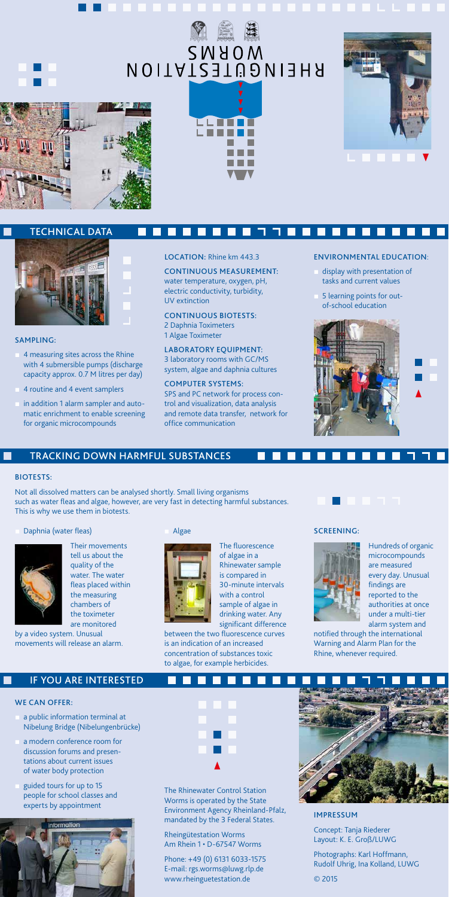RHEINGÜTESTATION WORMS

## TECHNICAL DATA

### SAMPLING:

- 4 measuring sites across the Rhine with 4 submersible pumps (discharge capacity approx. 0.7 M litres per day)
- 4 routine and 4 event samplers
- in addition 1 alarm sampler and automatic enrichment to enable screening for organic microcompounds

**LOCATION:** Rhine km 443.3

**CONTINUOUS MEASUREMENT:**
water temperature, oxygen, pH, electric conductivity, turbidity, UV extinction

**CONTINUOUS BIOTESTS:**
2 Daphnia Toximeters
1 Algae Toximeter

**LABORATORY EQUIPMENT:**
3 laboratory rooms with GC/MS system, algae and daphnia cultures

**COMPUTER SYSTEMS:**
SPS and PC network for process control and visualization, data analysis and remote data transfer, network for office communication

### ENVIRONMENTAL EDUCATION:

- display with presentation of tasks and current values
- 5 learning points for out-of-school education

## TRACKING DOWN HARMFUL SUBSTANCES

### BIOTESTS:

Not all dissolved matters can be analysed shortly. Small living organisms such as water fleas and algae, however, are very fast in detecting harmful substances. This is why we use them in biotests.

- Daphnia (water fleas)

Their movements tell us about the quality of the water. The water fleas placed within the measuring chambers of the toximeter are monitored by a video system. Unusual movements will release an alarm.

- Algae

The fluorescence of algae in a Rhinewater sample is compared in 30-minute intervals with a control sample of algae in drinking water. Any significant difference between the two fluorescence curves is an indication of an increased concentration of substances toxic to algae, for example herbicides.

### SCREENING:

Hundreds of organic microcompounds are measured every day. Unusual findings are reported to the authorities at once under a multi-tier alarm system and notified through the international Warning and Alarm Plan for the Rhine, whenever required.

## IF YOU ARE INTERESTED

### WE CAN OFFER:

- a public information terminal at Nibelung Bridge (Nibelungenbrücke)
- a modern conference room for discussion forums and presentations about current issues of water body protection
- guided tours for up to 15 people for school classes and experts by appointment

The Rhinewater Control Station Worms is operated by the State Environment Agency Rheinland-Pfalz, mandated by the 3 Federal States.

Rheingütestation Worms
Am Rhein 1 • D-67547 Worms

Phone: +49 (0) 6131 6033-1575
E-mail: rgs.worms@luwg.rlp.de
www.rheinguetestation.de

### IMPRESSUM

Concept: Tanja Riederer
Layout: K. E. Groß/LUWG

Photographs: Karl Hoffmann, Rudolf Uhrig, Ina Kolland, LUWG

© 2015